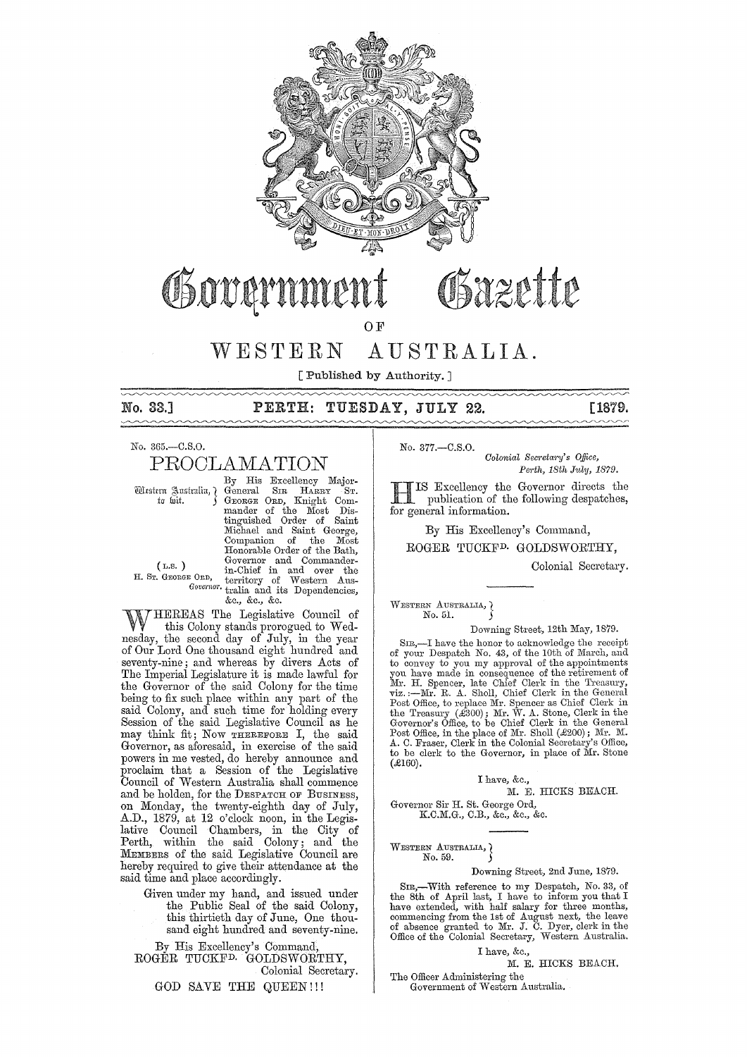# Government Gazette

OF

# WESTERN AUSTRALIA.

[ Published by Authority. ]

**No. 33.] PERTH: TUESDAY, JULY 22. [1879.**

No. 365.—C.S.O.

## PROCLAMATION

Western Australia, to wit.

By His Excellency Major-General SIR HARRY ST. GEORGE ORD, Knight Commander of the Most Distinguished Order of Saint Michael and Saint George, Companion of the Most Honorable Order of the Bath, Governor and Commander-in-Chief in and over the territory of Western Australia and its Dependencies, &c., &c., &c.

(L.S.)
H. ST. GEORGE ORD,
*Governor.*

WHEREAS The Legislative Council of this Colony stands prorogued to Wednesday, the second day of July, in the year of Our Lord One thousand eight hundred and seventy-nine; and whereas by divers Acts of The Imperial Legislature it is made lawful for the Governor of the said Colony for the time being to fix such place within any part of the said Colony, and such time for holding every Session of the said Legislative Council as he may think fit; Now THEREFORE I, the said Governor, as aforesaid, in exercise of the said powers in me vested, do hereby announce and proclaim that a Session of the Legislative Council of Western Australia shall commence and be holden, for the DESPATCH OF BUSINESS, on Monday, the twenty-eighth day of July, A.D., 1879, at 12 o'clock noon, in the Legislative Council Chambers, in the City of Perth, within the said Colony; and the MEMBERS of the said Legislative Council are hereby required to give their attendance at the said time and place accordingly.

Given under my hand, and issued under the Public Seal of the said Colony, this thirtieth day of June, One thousand eight hundred and seventy-nine.

By His Excellency's Command,
ROGER TUCKFD. GOLDSWORTHY,
Colonial Secretary.

GOD SAVE THE QUEEN!!!

---

No. 377.—C.S.O.

*Colonial Secretary's Office,*
*Perth, 18th July, 1879.*

HIS Excellency the Governor directs the publication of the following despatches, for general information.

By His Excellency's Command,
ROGER TUCKFD. GOLDSWORTHY,
Colonial Secretary.

---

WESTERN AUSTRALIA,
No. 51.

Downing Street, 12th May, 1879.

SIR,—I have the honor to acknowledge the receipt of your Despatch No. 43, of the 10th of March, and to convey to you my approval of the appointments you have made in consequence of the retirement of Mr. H. Spencer, late Chief Clerk in the Treasury, viz.:—Mr. R. A. Sholl, Chief Clerk in the General Post Office, to replace Mr. Spencer as Chief Clerk in the Treasury (£300); Mr. W. A. Stone, Clerk in the Governor's Office, to be Chief Clerk in the General Post Office, in the place of Mr. Sholl (£200); Mr. M. A. C. Fraser, Clerk in the Colonial Secretary's Office, to be clerk to the Governor, in place of Mr. Stone (£160).

I have, &c.,
M. E. HICKS BEACH.

Governor Sir H. St. George Ord,
K.C.M.G., C.B., &c., &c., &c.

---

WESTERN AUSTRALIA,
No. 59.

Downing Street, 2nd June, 1879.

SIR,—With reference to my Despatch, No. 33, of the 8th of April last, I have to inform you that I have extended, with half salary for three months, commencing from the 1st of August next, the leave of absence granted to Mr. J. C. Dyer, clerk in the Office of the Colonial Secretary, Western Australia.

I have, &c.,
M. E. HICKS BEACH.

The Officer Administering the
Government of Western Australia.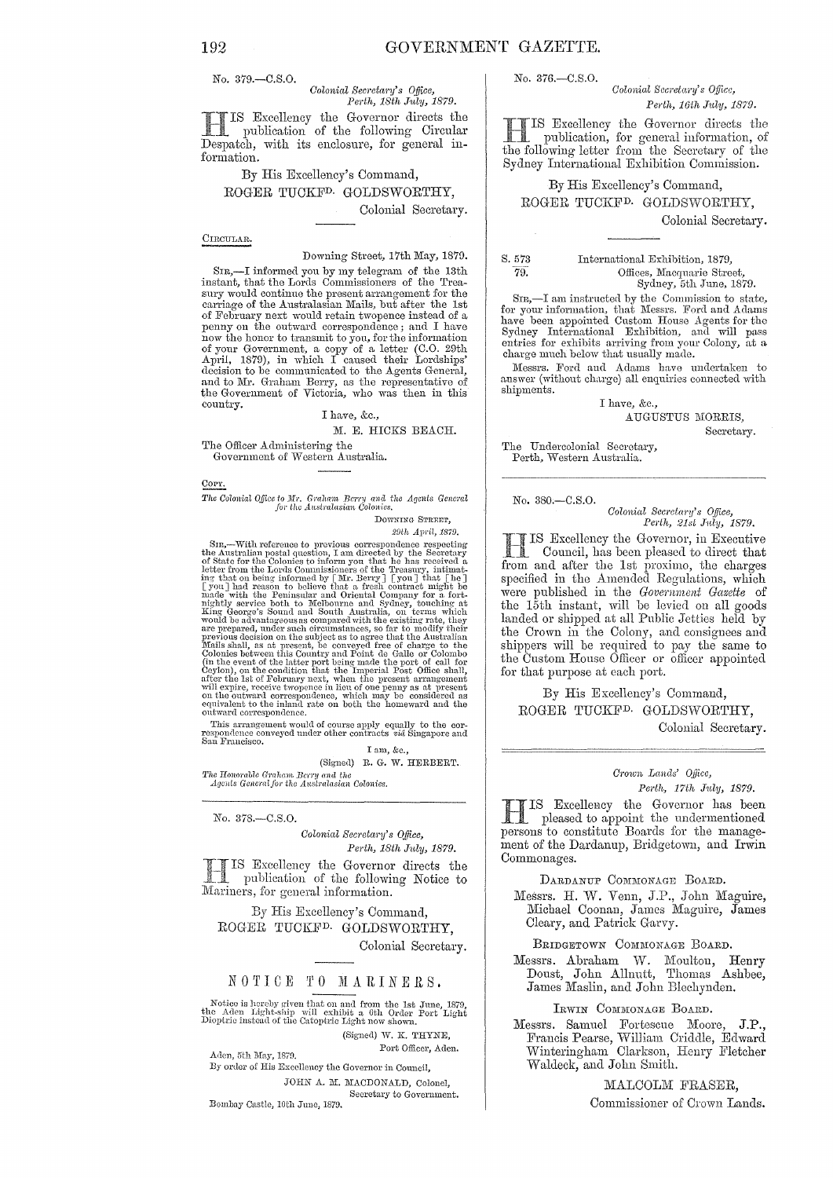No. 379.—C.S.O.

*Colonial Secretary's Office,*
*Perth, 18th July, 1879.*

HIS Excellency the Governor directs the publication of the following Circular Despatch, with its enclosure, for general information.

By His Excellency's Command,
ROGER TUCKFD. GOLDSWORTHY,
Colonial Secretary.

---

CIRCULAR.

Downing Street, 17th May, 1879.

SIR,—I informed you by my telegram of the 13th instant, that the Lords Commissioners of the Treasury would continue the present arrangement for the carriage of the Australasian Mails, but after the 1st of February next would retain twopence instead of a penny on the outward correspondence; and I have now the honor to transmit to you, for the information of your Government, a copy of a letter (C.O. 29th April, 1879), in which I caused their Lordships' decision to be communicated to the Agents General, and to Mr. Graham Berry, as the representative of the Government of Victoria, who was then in this country.

I have, &c.,
M. E. HICKS BEACH.

The Officer Administering the
Government of Western Australia.

---

COPY.

*The Colonial Office to Mr. Graham Berry and the Agents General for the Australasian Colonies.*

DOWNING STREET,
*29th April, 1879.*

SIR,—With reference to previous correspondence respecting the Australian postal question, I am directed by the Secretary of State for the Colonies to inform you that he has received a letter from the Lords Commissioners of the Treasury, intimating that on being informed by [Mr. Berry] [you] that [he] [you] had reason to believe that a fresh contract might be made with the Peninsular and Oriental Company for a fortnightly service both to Melbourne and Sydney, touching at King George's Sound and South Australia, on terms which would be advantageous as compared with the existing rate, they are prepared, under such circumstances, so far to modify their previous decision on the subject as to agree that the Australian Mails shall, as at present, be conveyed free of charge to the Colonies between this Country and Point de Galle or Colombo (in the event of the latter port being made the port of call for Ceylon), on the condition that the Imperial Post Office shall, after the 1st of February next, when the present arrangement will expire, receive twopence in lieu of one penny as at present on the outward correspondence, which may be considered as equivalent to the inland rate on both the homeward and the outward correspondence.

This arrangement would of course apply equally to the correspondence conveyed under other contracts *via* Singapore and San Francisco.

I am, &c.,
(Signed) R. G. W. HERBERT.

*The Honorable Graham Berry and the Agents General for the Australasian Colonies.*

---

No. 378.—C.S.O.

*Colonial Secretary's Office,*
*Perth, 18th July, 1879.*

HIS Excellency the Governor directs the publication of the following Notice to Mariners, for general information.

By His Excellency's Command,
ROGER TUCKFD. GOLDSWORTHY,
Colonial Secretary.

## NOTICE TO MARINERS.

Notice is hereby given that on and from the 1st June, 1879, the Aden Light-ship will exhibit a 6th Order Port Light Dioptric instead of the Catoptric Light now shown.

(Signed) W. K. THYNE,
Port Officer, Aden.

Aden, 5th May, 1879.

By order of His Excellency the Governor in Council,

JOHN A. M. MACDONALD, Colonel,
Secretary to Government.

Bombay Castle, 10th June, 1879.

---

No. 376.—C.S.O.

*Colonial Secretary's Office,*
*Perth, 16th July, 1879.*

HIS Excellency the Governor directs the publication, for general information, of the following letter from the Secretary of the Sydney International Exhibition Commission.

By His Excellency's Command,
ROGER TUCKFD. GOLDSWORTHY,
Colonial Secretary.

---

S. 573/79.

International Exhibition, 1879,
Offices, Macquarie Street,
Sydney, 5th June, 1879.

SIR,—I am instructed by the Commission to state, for your information, that Messrs. Ford and Adams have been appointed Custom House Agents for the Sydney International Exhibition, and will pass entries for exhibits arriving from your Colony, at a charge much below that usually made.

Messrs. Ford and Adams have undertaken to answer (without charge) all enquiries connected with shipments.

I have, &c.,
AUGUSTUS MORRIS,
Secretary.

The Undercolonial Secretary,
Perth, Western Australia.

---

No. 380.—C.S.O.

*Colonial Secretary's Office,*
*Perth, 21st July, 1879.*

HIS Excellency the Governor, in Executive Council, has been pleased to direct that from and after the 1st proximo, the charges specified in the Amended Regulations, which were published in the *Government Gazette* of the 15th instant, will be levied on all goods landed or shipped at all Public Jetties held by the Crown in the Colony, and consignees and shippers will be required to pay the same to the Custom House Officer or officer appointed for that purpose at each port.

By His Excellency's Command,
ROGER TUCKFD. GOLDSWORTHY,
Colonial Secretary.

---

*Crown Lands' Office,*
*Perth, 17th July, 1879.*

HIS Excellency the Governor has been pleased to appoint the undermentioned persons to constitute Boards for the management of the Dardanup, Bridgetown, and Irwin Commonages.

DARDANUP COMMONAGE BOARD.

Messrs. H. W. Venn, J.P., John Maguire, Michael Coonan, James Maguire, James Cleary, and Patrick Garvy.

BRIDGETOWN COMMONAGE BOARD.

Messrs. Abraham W. Moulton, Henry Doust, John Allnutt, Thomas Ashbee, James Maslin, and John Blechynden.

IRWIN COMMONAGE BOARD.

Messrs. Samuel Fortescue Moore, J.P., Francis Pearse, William Criddle, Edward Winteringham Clarkson, Henry Fletcher Waldeck, and John Smith.

MALCOLM FRASER,
Commissioner of Crown Lands.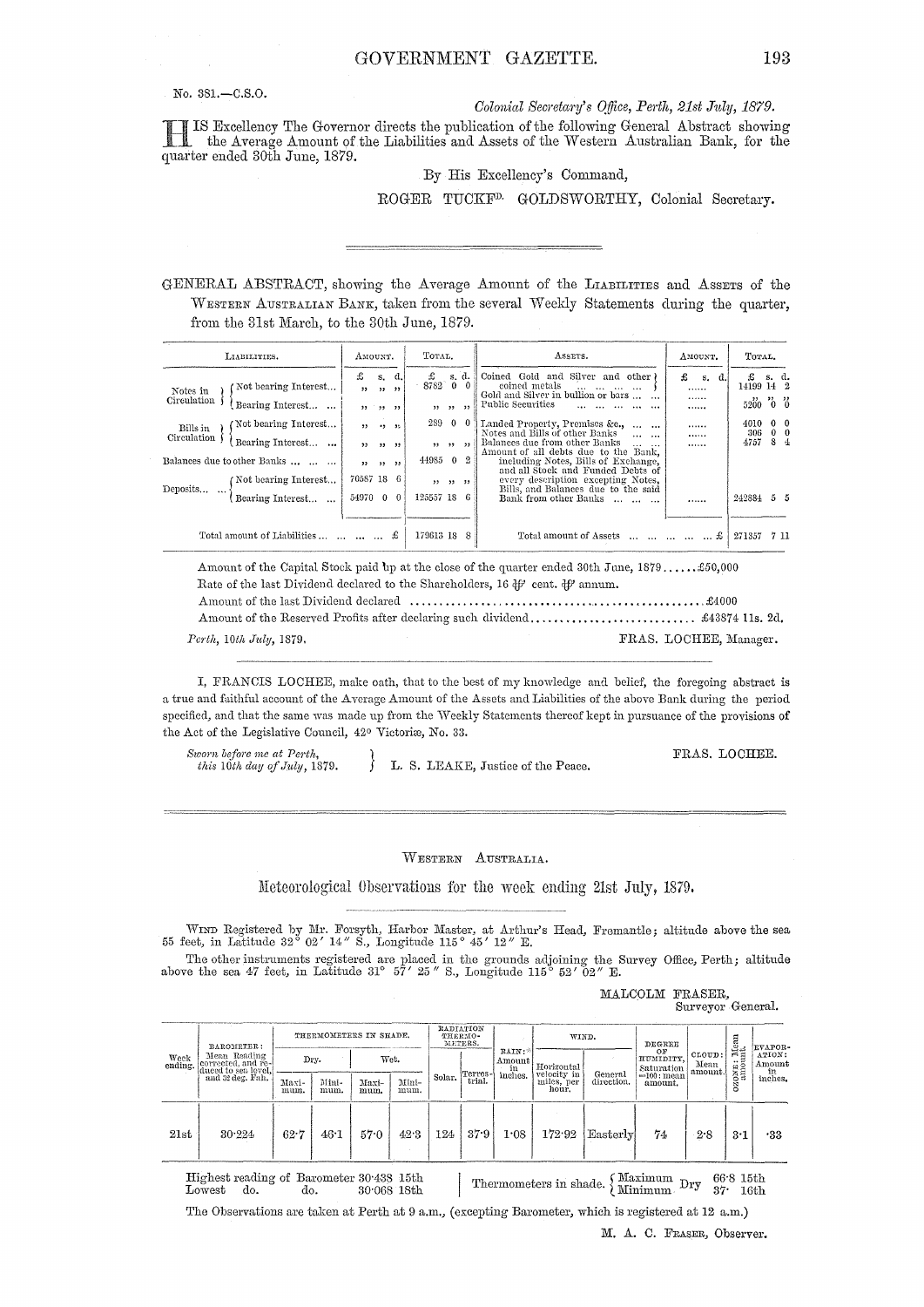No. 381.—C.S.O.

*Colonial Secretary's Office, Perth, 21st July, 1879.*

HIS Excellency The Governor directs the publication of the following General Abstract showing the Average Amount of the Liabilities and Assets of the Western Australian Bank, for the quarter ended 30th June, 1879.

By His Excellency's Command,

ROGER TUCKF<sup>D.</sup> GOLDSWORTHY, Colonial Secretary.

---

GENERAL ABSTRACT, showing the Average Amount of the LIABILITIES and ASSETS of the WESTERN AUSTRALIAN BANK, taken from the several Weekly Statements during the quarter, from the 31st March, to the 30th June, 1879.

| LIABILITIES. | | AMOUNT. £ s. d. | TOTAL. £ s. d. | ASSETS. | AMOUNT. £ s. d. | TOTAL. £ s. d. |
|---|---|---|---|---|---|---|
| Notes in Circulation | Not bearing Interest... | ,, ,, ,, | 8782 0 0 | Coined Gold and Silver and other coined metals ... ... ... ... | ...... | 14199 14 2 |
| | Bearing Interest... ... | ,, ,, ,, | ,, ,, ,, | Gold and Silver in bullion or bars ... ... | ...... | ,, ,, ,, |
| | | | | Public Securities ... ... ... ... ... | ...... | 5200 0 0 |
| Bills in Circulation | Not bearing Interest... | ,, ,, ,, | 289 0 0 | Landed Property, Premises &c., ... ... | ...... | 4010 0 0 |
| | Bearing Interest... ... | ,, ,, ,, | ,, ,, ,, | Notes and Bills of other Banks ... ... | ...... | 306 0 0 |
| Balances due to other Banks ... ... ... | | ,, ,, ,, | 44985 0 2 | Balances due from other Banks ... ... | ...... | 4757 8 4 |
| Deposits... ... | Not bearing Interest... | 70587 18 6 | ,, ,, ,, | Amount of all debts due to the Bank, including Notes, Bills of Exchange, and all Stock and Funded Debts of every description excepting Notes, Bills, and Balances due to the said Bank from other Banks ... ... ... | ...... | 242884 5 5 |
| | Bearing Interest... ... | 54970 0 0 | 125557 18 6 | | | |
| Total amount of Liabilities ... ... ... ... £ | | | 179613 18 8 | Total amount of Assets ... ... ... ... ... £ | | 271357 7 11 |

Amount of the Capital Stock paid up at the close of the quarter ended 30th June, 1879......£50,000

Rate of the last Dividend declared to the Shareholders, 16 ℔ cent. ℔ annum.

Amount of the last Dividend declared ..................................................£4000

Amount of the Reserved Profits after declaring such dividend............................ £43874 11s. 2d.

*Perth, 10th July, 1879.* FRAS. LOCHEE, Manager.

I, FRANCIS LOCHEE, make oath, that to the best of my knowledge and belief, the foregoing abstract is a true and faithful account of the Average Amount of the Assets and Liabilities of the above Bank during the period specified, and that the same was made up from the Weekly Statements thereof kept in pursuance of the provisions of the Act of the Legislative Council, 42° Victoriæ, No. 33.

*Sworn before me at Perth, this 16th day of July, 1879.* } L. S. LEAKE, Justice of the Peace.

FRAS. LOCHEE.

---

WESTERN AUSTRALIA.

## Meteorological Observations for the week ending 21st July, 1879.

WIND Registered by Mr. Forsyth, Harbor Master, at Arthur's Head, Fremantle; altitude above the sea 55 feet, in Latitude 32° 02′ 14″ S., Longitude 115° 45′ 12″ E.

The other instruments registered are placed in the grounds adjoining the Survey Office, Perth; altitude above the sea 47 feet, in Latitude 31° 57′ 25″ S., Longitude 115° 52′ 02″ E.

MALCOLM FRASER,
Surveyor General.

| Week ending. | BAROMETER: Mean Reading corrected, and reduced to sea level, and 32 deg. Fah. | THERMOMETERS IN SHADE. | | | | RADIATION THERMOMETERS. | | RAIN: Amount in inches. | WIND. | | DEGREE OF HUMIDITY, Saturation =100: mean amount. | CLOUD: Mean amount. | OZONE: Mean amount. | EVAPORATION: Amount in inches. |
|---|---|---|---|---|---|---|---|---|---|---|---|---|---|---|
| | | Dry. | | Wet. | | | | | | | | | | |
| | | Maximum. | Minimum. | Maximum. | Minimum. | Solar. | Terrestrial. | | Horizontal velocity in miles, per hour. | General direction. | | | | |
| 21st | 30·224 | 62·7 | 46·1 | 57·0 | 42·3 | 124 | 37·9 | 1·08 | 172·92 | Easterly | 74 | 2·8 | 3·1 | ·33 |

Highest reading of Barometer 30·438 15th
Lowest do. do. 30·068 18th

Thermometers in shade. { Maximum Dry 66·8 15th; Minimum Dry 37· 16th }

The Observations are taken at Perth at 9 a.m., (excepting Barometer, which is registered at 12 a.m.)

M. A. C. FRASER, Observer.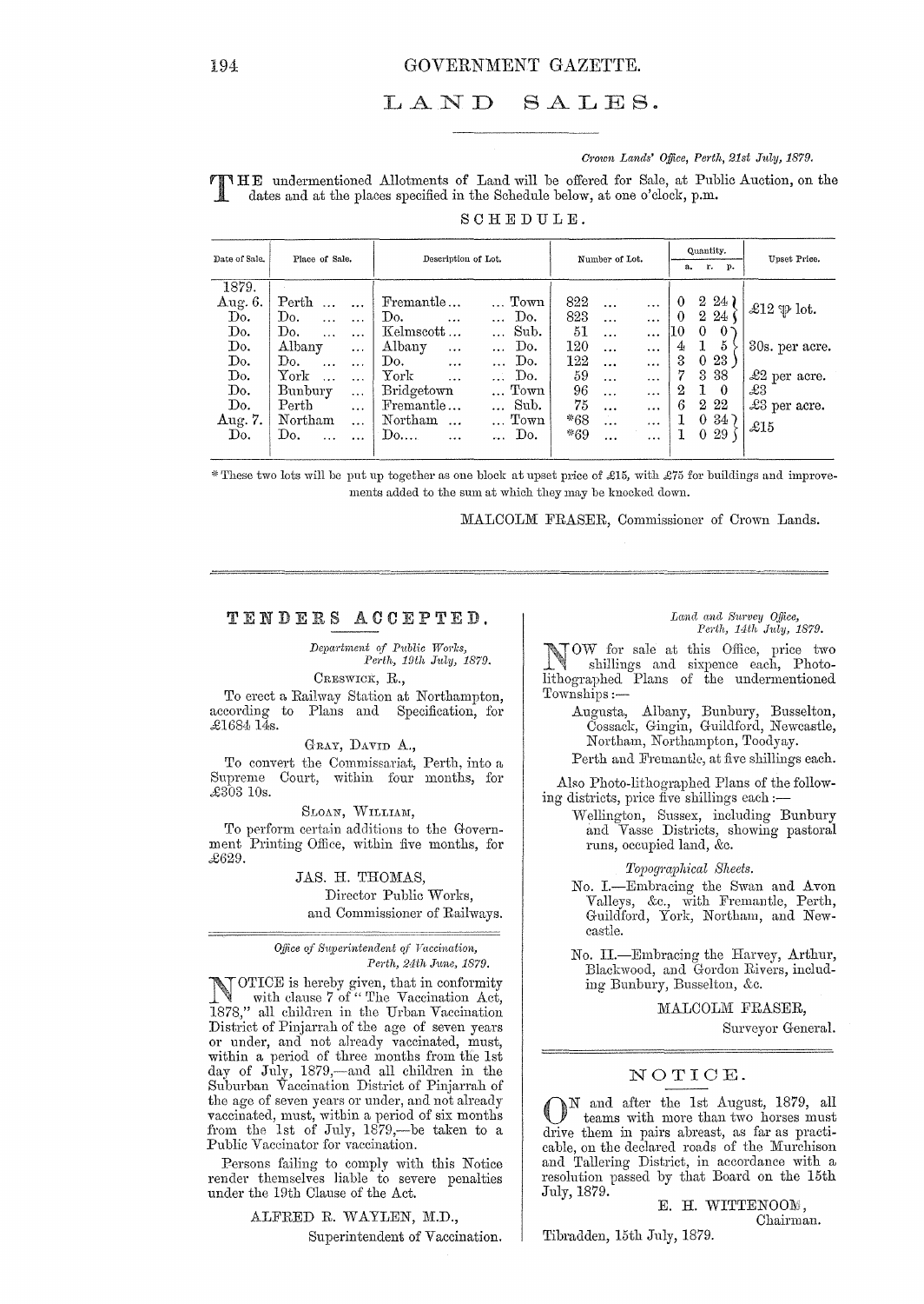# LAND SALES.

*Crown Lands' Office, Perth, 21st July, 1879.*

THE undermentioned Allotments of Land will be offered for Sale, at Public Auction, on the dates and at the places specified in the Schedule below, at one o'clock, p.m.

SCHEDULE.

| Date of Sale. | Place of Sale. | Description of Lot. | | Number of Lot. | Quantity. a. r. p. | Upset Price. |
|---|---|---|---|---|---|---|
| 1879. | | | | | | |
| Aug. 6. | Perth ... ... | Fremantle ... | ... Town | 822 ... ... | 0 2 24 | £12 ℔ lot. |
| Do. | Do. ... ... | Do. ... | ... Do. | 823 ... ... | 0 2 24 | |
| Do. | Do. ... ... | Kelmscott ... | ... Sub. | 51 ... ... | 10 0 0 | 30s. per acre. |
| Do. | Albany ... | Albany ... | ... Do. | 120 ... ... | 4 1 5 | |
| Do. | Do. ... ... | Do. ... | ... Do. | 122 ... ... | 3 0 23 | |
| Do. | York ... ... | York ... | ... Do. | 59 ... ... | 7 3 38 | £2 per acre. |
| Do. | Bunbury ... | Bridgetown | ... Town | 96 ... ... | 2 1 0 | £3 |
| Do. | Perth ... | Fremantle ... | ... Sub. | 75 ... ... | 6 2 22 | £3 per acre. |
| Aug. 7. | Northam ... | Northam ... | ... Town | *68 ... ... | 1 0 34 | £15 |
| Do. | Do. ... ... | Do.... ... | ... Do. | *69 ... ... | 1 0 29 | |

* These two lots will be put up together as one block at upset price of £15, with £75 for buildings and improvements added to the sum at which they may be knocked down.

MALCOLM FRASER, Commissioner of Crown Lands.

---

## TENDERS ACCEPTED.

*Department of Public Works,*
*Perth, 19th July, 1879.*

CRESWICK, R.,

To erect a Railway Station at Northampton, according to Plans and Specification, for £1684 14s.

GRAY, DAVID A.,

To convert the Commissariat, Perth, into a Supreme Court, within four months, for £303 10s.

SLOAN, WILLIAM,

To perform certain additions to the Government Printing Office, within five months, for £629.

JAS. H. THOMAS,
Director Public Works,
and Commissioner of Railways.

---

*Office of Superintendent of Vaccination,*
*Perth, 24th June, 1879.*

NOTICE is hereby given, that in conformity with clause 7 of "The Vaccination Act, 1878," all children in the Urban Vaccination District of Pinjarrah of the age of seven years or under, and not already vaccinated, must, within a period of three months from the 1st day of July, 1879,—and all children in the Suburban Vaccination District of Pinjarrah of the age of seven years or under, and not already vaccinated, must, within a period of six months from the 1st of July, 1879,—be taken to a Public Vaccinator for vaccination.

Persons failing to comply with this Notice render themselves liable to severe penalties under the 19th Clause of the Act.

ALFRED R. WAYLEN, M.D.,
Superintendent of Vaccination.

---

*Land and Survey Office,*
*Perth, 14th July, 1879.*

NOW for sale at this Office, price two shillings and sixpence each, Photo-lithographed Plans of the undermentioned Townships:—

Augusta, Albany, Bunbury, Busselton, Cossack, Gingin, Guildford, Newcastle, Northam, Northampton, Toodyay.

Perth and Fremantle, at five shillings each.

Also Photo-lithographed Plans of the following districts, price five shillings each:—

Wellington, Sussex, including Bunbury and Vasse Districts, showing pastoral runs, occupied land, &c.

*Topographical Sheets.*

No. I.—Embracing the Swan and Avon Valleys, &c., with Fremantle, Perth, Guildford, York, Northam, and Newcastle.

No. II.—Embracing the Harvey, Arthur, Blackwood, and Gordon Rivers, including Bunbury, Busselton, &c.

MALCOLM FRASER,
Surveyor General.

---

## NOTICE.

ON and after the 1st August, 1879, all teams with more than two horses must drive them in pairs abreast, as far as practicable, on the declared roads of the Murchison and Tallering District, in accordance with a resolution passed by that Board on the 15th July, 1879.

E. H. WITTENOOM,
Chairman.

Tibradden, 15th July, 1879.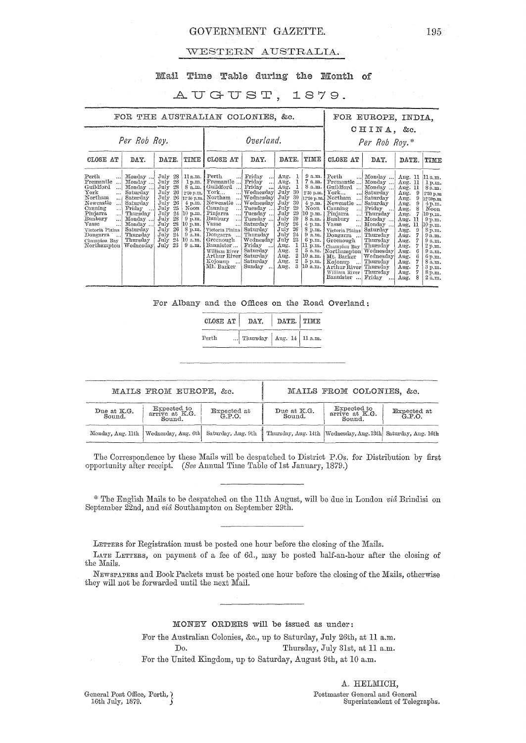# WESTERN AUSTRALIA.

## Mail Time Table during the Month of

## AUGUST, 1879.

| FOR THE AUSTRALIAN COLONIES, &c. | | | | | | | | FOR EUROPE, INDIA, CHINA, &c. | | | |
|---|---|---|---|---|---|---|---|---|---|---|---|
| *Per Rob Roy.* | | | | *Overland.* | | | | *Per Rob Roy.** | | | |
| CLOSE AT | DAY. | DATE. | TIME | CLOSE AT | DAY. | DATE. | TIME | CLOSE AT | DAY. | DATE. | TIME |
| Perth | Monday | July 28 | 11 a.m. | Perth | Friday | Aug. 1 | 9 a.m. | Perth | Monday | Aug. 11 | 11 a.m. |
| Fremantle | Monday | July 28 | 1 p.m. | Fremantle | Friday | Aug. 1 | 7 a.m. | Fremantle | Monday | Aug. 11 | 1 p.m. |
| Guildford | Monday | July 28 | 8 a.m. | Guildford | Friday | Aug. 1 | 8 a.m. | Guildford | Monday | Aug. 11 | 8 a.m. |
| York | Saturday | July 26 | 2·30 p.m. | York | Wednesday | July 30 | 2·30 p.m. | York | Saturday | Aug. 9 | 2·30 p.m. |
| Northam | Saturday | July 26 | 12·30 p.m. | Northam | Wednesday | July 30 | 12·30 p.m. | Northam | Saturday | Aug. 9 | 12·30 p.m. |
| Newcastle | Saturday | July 26 | 4 p.m. | Newcastle | Wednesday | July 30 | 4 p.m. | Newcastle | Saturday | Aug. 9 | 4 p.m. |
| Canning | Friday | July 25 | Noon | Canning | Tuesday | July 29 | Noon | Canning | Friday | Aug. 8 | Noon |
| Pinjarra | Thursday | July 24 | 10 p.m. | Pinjarra | Tuesday | July 29 | 10 p.m. | Pinjarra | Thursday | Aug. 7 | 10 p.m. |
| Bunbury | Monday | July 28 | 9 p.m. | Bunbury | Tuesday | July 29 | 8 a.m. | Bunbury | Monday | Aug. 11 | 9 p.m. |
| Vasse | Monday | July 28 | 10 p.m. | Vasse | Saturday | July 26 | 4 p.m. | Vasse | Monday | Aug. 11 | 10 p.m. |
| Victoria Plains | Saturday | July 26 | 8 p.m. | Victoria Plains | Saturday | July 26 | 8 p.m. | Victoria Plains | Saturday | Aug. 9 | 8 p.m. |
| Dongarra | Thursday | July 24 | 9 a.m. | Dongarra | Thursday | July 24 | 9 a.m. | Dongarra | Thursday | Aug. 7 | 9 a.m. |
| Champion Bay | Thursday | July 24 | 10 a.m. | Greenough | Wednesday | July 23 | 6 p.m. | Greenough | Thursday | Aug. 7 | 9 a.m. |
| Northampton | Wednesday | July 23 | 9 a.m. | Bannister | Friday | Aug. 1 | 11 p.m. | Champion Bay | Thursday | Aug. 7 | 2 p.m. |
| | | | | William River | Saturday | Aug. 2 | 5 a.m. | Northampton | Wednesday | Aug. 6 | 9 a.m. |
| | | | | Arthur River | Saturday | Aug. 2 | 10 a.m. | Mt. Barker | Wednesday | Aug. 6 | 6 p.m. |
| | | | | Kojonup | Saturday | Aug. 2 | 5 p.m. | Kojonup | Thursday | Aug. 7 | 8 a.m. |
| | | | | Mt. Barker | Sunday | Aug. 3 | 10 a.m. | Arthur River | Thursday | Aug. 7 | 3 p.m. |
| | | | | | | | | William River | Thursday | Aug. 7 | 8 p.m. |
| | | | | | | | | Bannister | Friday | Aug. 8 | 2 a.m. |

For Albany and the Offices on the Road Overland:

| CLOSE AT | DAY. | DATE. | TIME |
|---|---|---|---|
| Perth | Thursday | Aug. 14 | 11 a.m. |

| MAILS FROM EUROPE, &c. | | | MAILS FROM COLONIES, &c. | | |
|---|---|---|---|---|---|
| Due at K.G. Sound. | Expected to arrive at K.G. Sound. | Expected at G.P.O. | Due at K.G. Sound. | Expected to arrive at K.G. Sound. | Expected at G.P.O. |
| Monday, Aug. 11th | Wednesday, Aug. 6th | Saturday, Aug. 9th | Thursday, Aug. 14th | Wednesday, Aug. 13th | Saturday, Aug. 16th |

The Correspondence by these Mails will be despatched to District P.Os. for Distribution by first opportunity after receipt. (*See* Annual Time Table of 1st January, 1879.)

\* The English Mails to be despatched on the 11th August, will be due in London *viâ* Brindisi on September 22nd, and *viâ* Southampton on September 29th.

LETTERS for Registration must be posted one hour before the closing of the Mails.

LATE LETTERS, on payment of a fee of 6d., may be posted half-an-hour after the closing of the Mails.

NEWSPAPERS and Book Packets must be posted one hour before the closing of the Mails, otherwise they will not be forwarded until the next Mail.

MONEY ORDERS will be issued as under:

For the Australian Colonies, &c., up to Saturday, July 26th, at 11 a.m.

Do. Thursday, July 31st, at 11 a.m.

For the United Kingdom, up to Saturday, August 9th, at 10 a.m.

A. HELMICH,
Postmaster General and General
Superintendent of Telegraphs.

General Post Office, Perth,
16th July, 1879.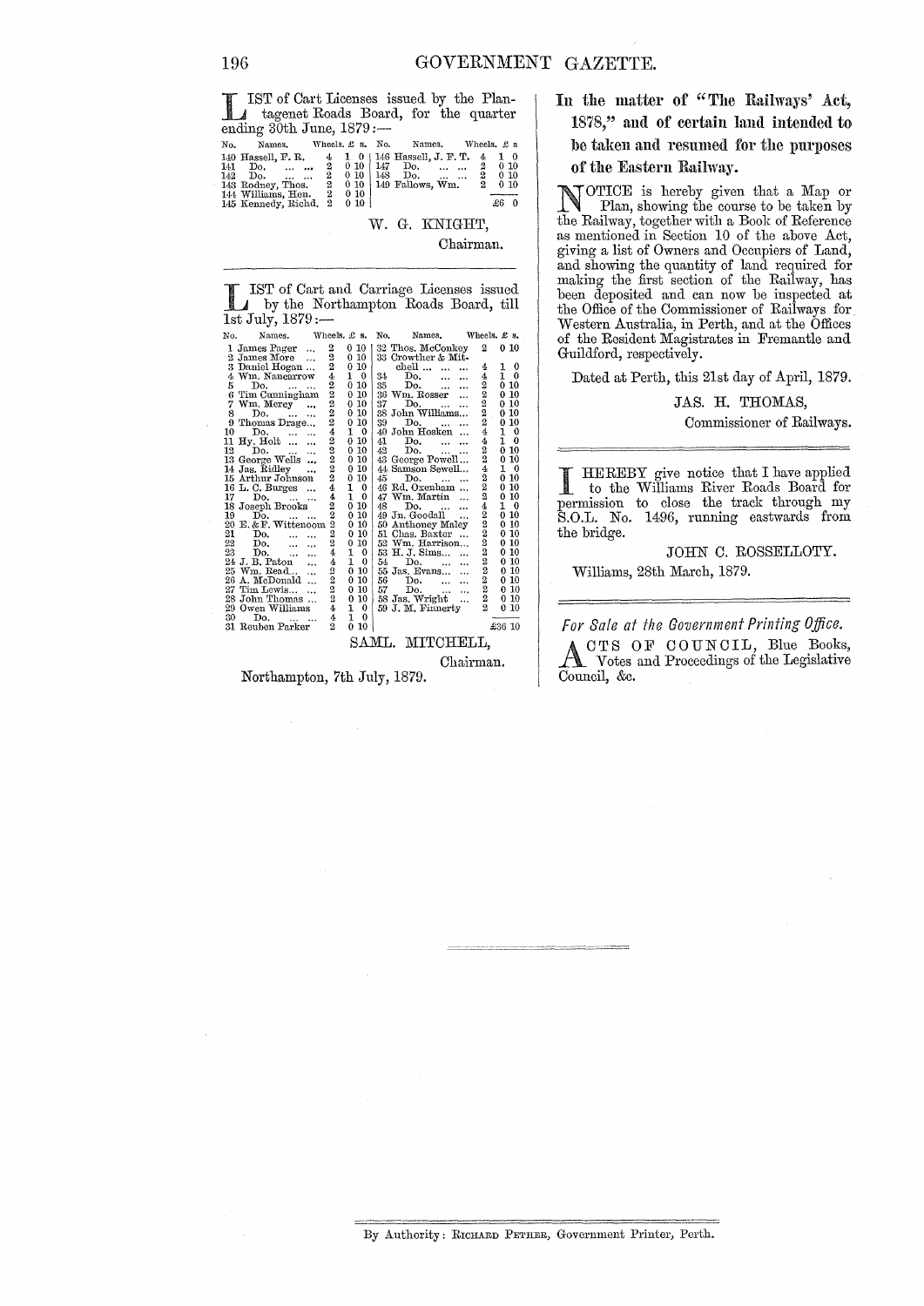LIST of Cart Licenses issued by the Plantagenet Roads Board, for the quarter ending 30th June, 1879:—

| No. | Names. | Wheels. | £ s. | No. | Names. | Wheels. | £ s |
|---|---|---|---|---|---|---|---|
| 140 | Hassell, F. R. | 4 | 1 0 | 146 | Hassell, J. F. T. | 4 | 1 0 |
| 141 | Do. ... ... | 2 | 0 10 | 147 | Do. ... ... | 2 | 0 10 |
| 142 | Do. ... ... | 2 | 0 10 | 148 | Do. ... ... | 2 | 0 10 |
| 143 | Rodney, Thos. | 2 | 0 10 | 149 | Fallows, Wm. | 2 | 0 10 |
| 144 | Williams, Hen. | 2 | 0 10 | | | | |
| 145 | Kennedy, Richd. | 2 | 0 10 | | | | £6 0 |

W. G. KNIGHT,
Chairman.

---

LIST of Cart and Carriage Licenses issued by the Northampton Roads Board, till 1st July, 1879:—

| No. | Names. | Wheels. | £ s. | No. | Names. | Wheels. | £ s. |
|---|---|---|---|---|---|---|---|
| 1 | James Pager ... | 2 | 0 10 | 32 | Thos. McConkey | 2 | 0 10 |
| 2 | James More ... | 2 | 0 10 | 33 | Crowther & Mitchell ... ... ... | 4 | 1 0 |
| 3 | Daniel Hogan ... | 2 | 0 10 | 34 | Do. ... ... | 4 | 1 0 |
| 4 | Wm. Nancarrow | 4 | 1 0 | 35 | Do. ... ... | 2 | 0 10 |
| 5 | Do. ... ... | 2 | 0 10 | 36 | Wm. Rosser ... | 2 | 0 10 |
| 6 | Tim Cunningham | 2 | 0 10 | 37 | Do. ... ... | 2 | 0 10 |
| 7 | Wm. Mercy ... | 2 | 0 10 | 38 | John Williams... | 2 | 0 10 |
| 8 | Do. ... ... | 2 | 0 10 | 39 | Do. ... ... | 2 | 0 10 |
| 9 | Thomas Drage... | 2 | 0 10 | 40 | John Hosken ... | 4 | 1 0 |
| 10 | Do. ... ... | 4 | 1 0 | 41 | Do. ... ... | 4 | 1 0 |
| 11 | Hy. Holt ... ... | 2 | 0 10 | 42 | Do. ... ... | 2 | 0 10 |
| 12 | Do. ... ... | 2 | 0 10 | 43 | George Powell... | 2 | 0 10 |
| 13 | George Wells ... | 2 | 0 10 | 44 | Samson Sewell... | 4 | 1 0 |
| 14 | Jas. Ridley ... | 2 | 0 10 | 45 | Do. ... ... | 2 | 0 10 |
| 15 | Arthur Johnson | 2 | 0 10 | 46 | Rd. Oxenham ... | 2 | 0 10 |
| 16 | L. C. Burges ... | 4 | 1 0 | 47 | Wm. Martin ... | 2 | 0 10 |
| 17 | Do. ... ... | 4 | 1 0 | 48 | Do. ... ... | 4 | 1 0 |
| 18 | Joseph Brooks | 2 | 0 10 | 49 | Jn. Goodall ... | 2 | 0 10 |
| 19 | Do. ... ... | 2 | 0 10 | 50 | Anthoney Maley | 2 | 0 10 |
| 20 | E. & F. Wittenoom | 2 | 0 10 | 51 | Chas. Baxter ... | 2 | 0 10 |
| 21 | Do. ... ... | 2 | 0 10 | 52 | Wm. Harrison... | 2 | 0 10 |
| 22 | Do. ... ... | 2 | 0 10 | 53 | H. J. Sims... ... | 2 | 0 10 |
| 23 | Do. ... ... | 4 | 1 0 | 54 | Do. ... ... | 2 | 0 10 |
| 24 | J. B. Paton ... | 4 | 1 0 | 55 | Jas. Evans... ... | 2 | 0 10 |
| 25 | Wm. Read... ... | 2 | 0 10 | 56 | Do. ... ... | 2 | 0 10 |
| 26 | A. McDonald ... | 2 | 0 10 | 57 | Do. ... ... | 2 | 0 10 |
| 27 | Tim Lewis... ... | 2 | 0 10 | 58 | Jas. Wright ... | 2 | 0 10 |
| 28 | John Thomas ... | 2 | 0 10 | 59 | J. M. Finnerty | 2 | 0 10 |
| 29 | Owen Williams | 4 | 1 0 | | | | |
| 30 | Do. ... ... | 4 | 1 0 | | | | |
| 31 | Reuben Parker | 2 | 0 10 | | | | £36 10 |

SAML. MITCHELL,
Chairman.

Northampton, 7th July, 1879.

---

## In the matter of "The Railways' Act, 1878," and of certain land intended to be taken and resumed for the purposes of the Eastern Railway.

NOTICE is hereby given that a Map or Plan, showing the course to be taken by the Railway, together with a Book of Reference as mentioned in Section 10 of the above Act, giving a list of Owners and Occupiers of Land, and showing the quantity of land required for making the first section of the Railway, has been deposited and can now be inspected at the Office of the Commissioner of Railways for Western Australia, in Perth, and at the Offices of the Resident Magistrates in Fremantle and Guildford, respectively.

Dated at Perth, this 21st day of April, 1879.

JAS. H. THOMAS,
Commissioner of Railways.

---

I HEREBY give notice that I have applied to the Williams River Roads Board for permission to close the track through my S.O.L. No. 1496, running eastwards from the bridge.

JOHN C. ROSSELLOTY.

Williams, 28th March, 1879.

---

*For Sale at the Government Printing Office.*

ACTS OF COUNCIL, Blue Books, Votes and Proceedings of the Legislative Council, &c.

---

By Authority: RICHARD PETHER, Government Printer, Perth.